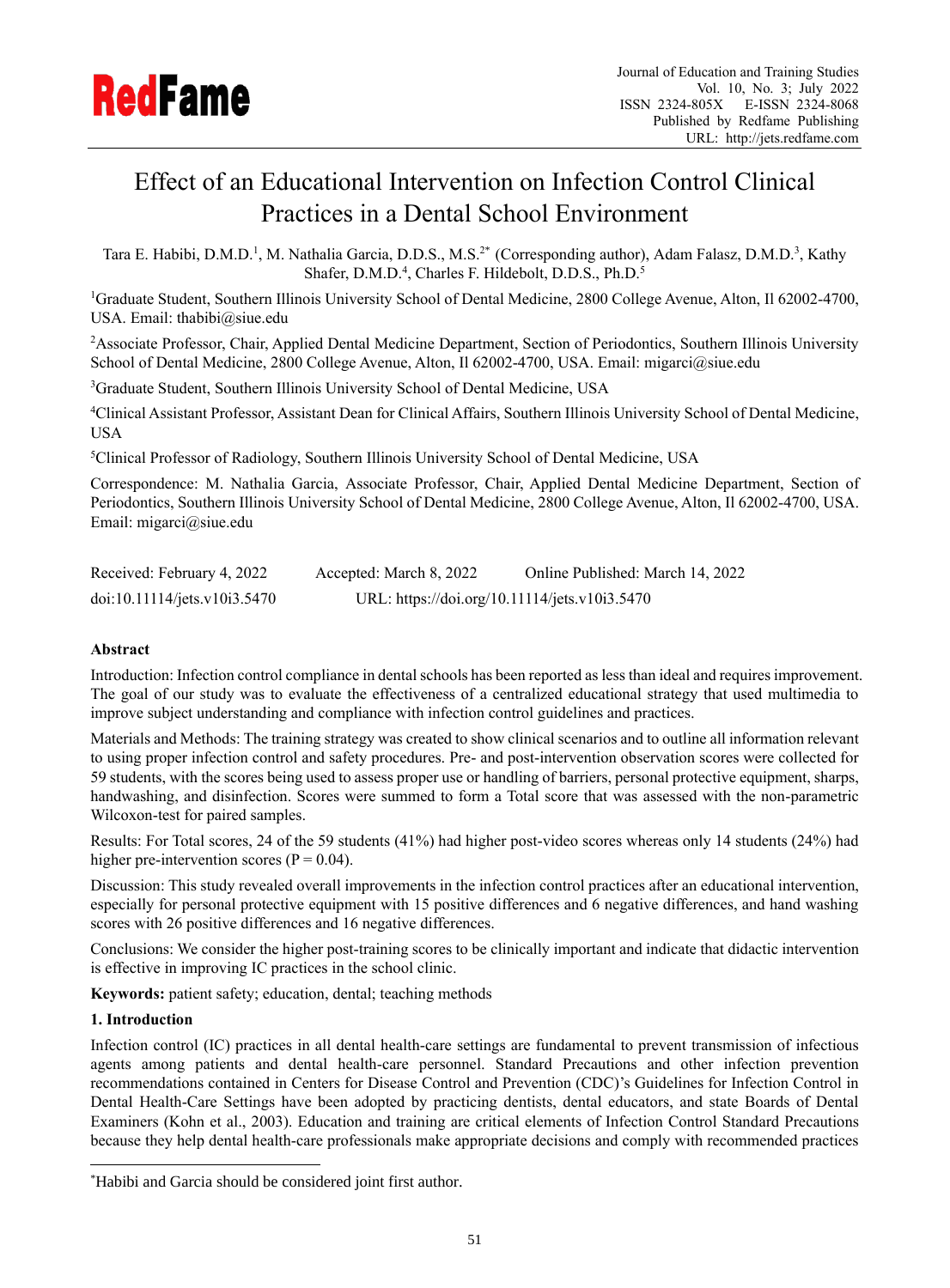# Effect of an Educational Intervention on Infection Control Clinical Practices in a Dental School Environment

Tara E. Habibi, D.M.D.[1], M. Nathalia Garcia, D.D.S., M.S.[2*] (Corresponding author), Adam Falasz, D.M.D.[3], Kathy Shafer, D.M.D.[4], Charles F. Hildebolt, D.D.S., Ph.D.[5]

[1]Graduate Student, Southern Illinois University School of Dental Medicine, 2800 College Avenue, Alton, Il 62002-4700, USA. Email: thabibi@siue.edu

[2]Associate Professor, Chair, Applied Dental Medicine Department, Section of Periodontics, Southern Illinois University School of Dental Medicine, 2800 College Avenue, Alton, Il 62002-4700, USA. Email: migarci@siue.edu

[3]Graduate Student, Southern Illinois University School of Dental Medicine, USA

[4]Clinical Assistant Professor, Assistant Dean for Clinical Affairs, Southern Illinois University School of Dental Medicine, USA

[5]Clinical Professor of Radiology, Southern Illinois University School of Dental Medicine, USA

Correspondence: M. Nathalia Garcia, Associate Professor, Chair, Applied Dental Medicine Department, Section of Periodontics, Southern Illinois University School of Dental Medicine, 2800 College Avenue, Alton, Il 62002-4700, USA. Email: migarci@siue.edu

Received: February 4, 2022 Accepted: March 8, 2022 Online Published: March 14, 2022

doi:10.11114/jets.v10i3.5470 URL: https://doi.org/10.11114/jets.v10i3.5470

**Abstract**

Introduction: Infection control compliance in dental schools has been reported as less than ideal and requires improvement. The goal of our study was to evaluate the effectiveness of a centralized educational strategy that used multimedia to improve subject understanding and compliance with infection control guidelines and practices.

Materials and Methods: The training strategy was created to show clinical scenarios and to outline all information relevant to using proper infection control and safety procedures. Pre- and post-intervention observation scores were collected for 59 students, with the scores being used to assess proper use or handling of barriers, personal protective equipment, sharps, handwashing, and disinfection. Scores were summed to form a Total score that was assessed with the non-parametric Wilcoxon-test for paired samples.

Results: For Total scores, 24 of the 59 students (41%) had higher post-video scores whereas only 14 students (24%) had higher pre-intervention scores ($P = 0.04$).

Discussion: This study revealed overall improvements in the infection control practices after an educational intervention, especially for personal protective equipment with 15 positive differences and 6 negative differences, and hand washing scores with 26 positive differences and 16 negative differences.

Conclusions: We consider the higher post-training scores to be clinically important and indicate that didactic intervention is effective in improving IC practices in the school clinic.

**Keywords:** patient safety; education, dental; teaching methods

## 1. Introduction

Infection control (IC) practices in all dental health-care settings are fundamental to prevent transmission of infectious agents among patients and dental health-care personnel. Standard Precautions and other infection prevention recommendations contained in Centers for Disease Control and Prevention (CDC)'s Guidelines for Infection Control in Dental Health-Care Settings have been adopted by practicing dentists, dental educators, and state Boards of Dental Examiners (Kohn et al., 2003). Education and training are critical elements of Infection Control Standard Precautions because they help dental health-care professionals make appropriate decisions and comply with recommended practices

[*]Habibi and Garcia should be considered joint first author.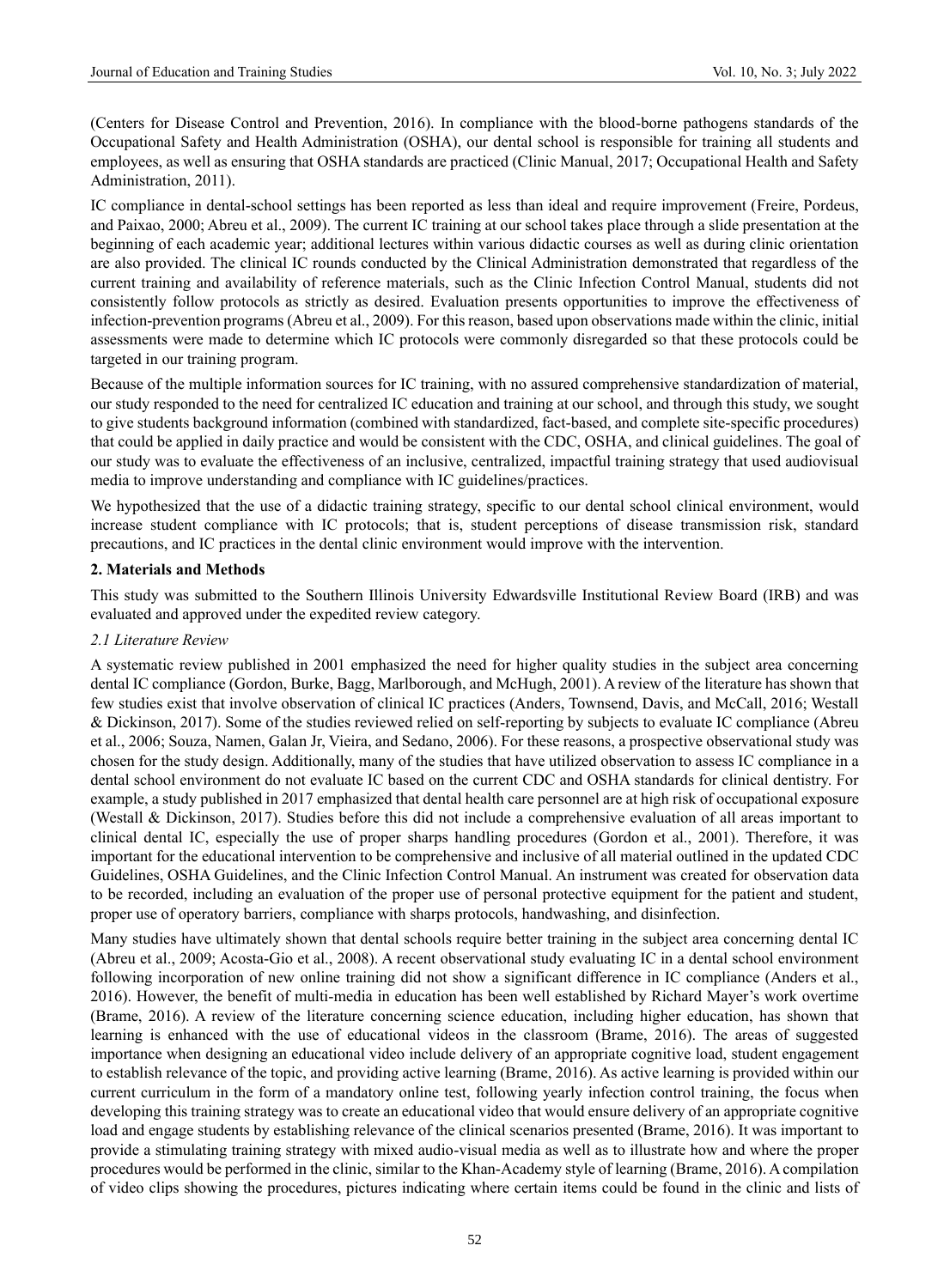(Centers for Disease Control and Prevention, 2016). In compliance with the blood-borne pathogens standards of the Occupational Safety and Health Administration (OSHA), our dental school is responsible for training all students and employees, as well as ensuring that OSHA standards are practiced (Clinic Manual, 2017; Occupational Health and Safety Administration, 2011).

IC compliance in dental-school settings has been reported as less than ideal and require improvement (Freire, Pordeus, and Paixao, 2000; Abreu et al., 2009). The current IC training at our school takes place through a slide presentation at the beginning of each academic year; additional lectures within various didactic courses as well as during clinic orientation are also provided. The clinical IC rounds conducted by the Clinical Administration demonstrated that regardless of the current training and availability of reference materials, such as the Clinic Infection Control Manual, students did not consistently follow protocols as strictly as desired. Evaluation presents opportunities to improve the effectiveness of infection-prevention programs (Abreu et al., 2009). For this reason, based upon observations made within the clinic, initial assessments were made to determine which IC protocols were commonly disregarded so that these protocols could be targeted in our training program.

Because of the multiple information sources for IC training, with no assured comprehensive standardization of material, our study responded to the need for centralized IC education and training at our school, and through this study, we sought to give students background information (combined with standardized, fact-based, and complete site-specific procedures) that could be applied in daily practice and would be consistent with the CDC, OSHA, and clinical guidelines. The goal of our study was to evaluate the effectiveness of an inclusive, centralized, impactful training strategy that used audiovisual media to improve understanding and compliance with IC guidelines/practices.

We hypothesized that the use of a didactic training strategy, specific to our dental school clinical environment, would increase student compliance with IC protocols; that is, student perceptions of disease transmission risk, standard precautions, and IC practices in the dental clinic environment would improve with the intervention.

## 2. Materials and Methods

This study was submitted to the Southern Illinois University Edwardsville Institutional Review Board (IRB) and was evaluated and approved under the expedited review category.

### *2.1 Literature Review*

A systematic review published in 2001 emphasized the need for higher quality studies in the subject area concerning dental IC compliance (Gordon, Burke, Bagg, Marlborough, and McHugh, 2001). A review of the literature has shown that few studies exist that involve observation of clinical IC practices (Anders, Townsend, Davis, and McCall, 2016; Westall & Dickinson, 2017). Some of the studies reviewed relied on self-reporting by subjects to evaluate IC compliance (Abreu et al., 2006; Souza, Namen, Galan Jr, Vieira, and Sedano, 2006). For these reasons, a prospective observational study was chosen for the study design. Additionally, many of the studies that have utilized observation to assess IC compliance in a dental school environment do not evaluate IC based on the current CDC and OSHA standards for clinical dentistry. For example, a study published in 2017 emphasized that dental health care personnel are at high risk of occupational exposure (Westall & Dickinson, 2017). Studies before this did not include a comprehensive evaluation of all areas important to clinical dental IC, especially the use of proper sharps handling procedures (Gordon et al., 2001). Therefore, it was important for the educational intervention to be comprehensive and inclusive of all material outlined in the updated CDC Guidelines, OSHA Guidelines, and the Clinic Infection Control Manual. An instrument was created for observation data to be recorded, including an evaluation of the proper use of personal protective equipment for the patient and student, proper use of operatory barriers, compliance with sharps protocols, handwashing, and disinfection.

Many studies have ultimately shown that dental schools require better training in the subject area concerning dental IC (Abreu et al., 2009; Acosta-Gio et al., 2008). A recent observational study evaluating IC in a dental school environment following incorporation of new online training did not show a significant difference in IC compliance (Anders et al., 2016). However, the benefit of multi-media in education has been well established by Richard Mayer's work overtime (Brame, 2016). A review of the literature concerning science education, including higher education, has shown that learning is enhanced with the use of educational videos in the classroom (Brame, 2016). The areas of suggested importance when designing an educational video include delivery of an appropriate cognitive load, student engagement to establish relevance of the topic, and providing active learning (Brame, 2016). As active learning is provided within our current curriculum in the form of a mandatory online test, following yearly infection control training, the focus when developing this training strategy was to create an educational video that would ensure delivery of an appropriate cognitive load and engage students by establishing relevance of the clinical scenarios presented (Brame, 2016). It was important to provide a stimulating training strategy with mixed audio-visual media as well as to illustrate how and where the proper procedures would be performed in the clinic, similar to the Khan-Academy style of learning (Brame, 2016). A compilation of video clips showing the procedures, pictures indicating where certain items could be found in the clinic and lists of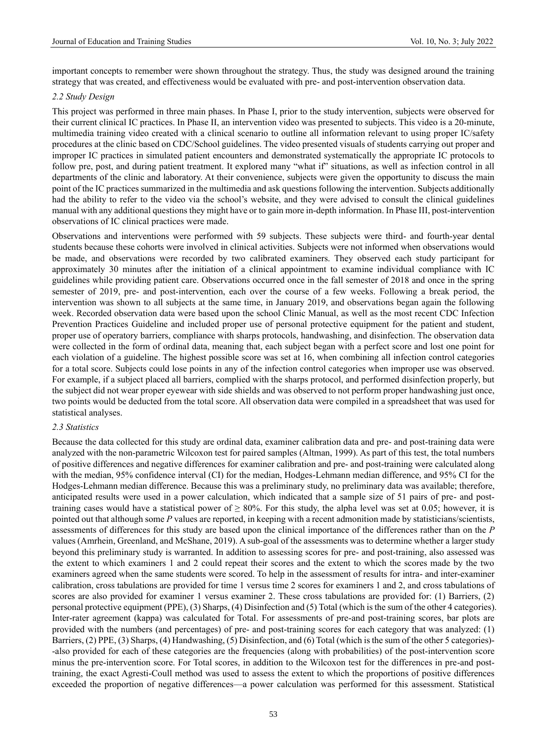important concepts to remember were shown throughout the strategy. Thus, the study was designed around the training strategy that was created, and effectiveness would be evaluated with pre- and post-intervention observation data.

### *2.2 Study Design*

This project was performed in three main phases. In Phase I, prior to the study intervention, subjects were observed for their current clinical IC practices. In Phase II, an intervention video was presented to subjects. This video is a 20-minute, multimedia training video created with a clinical scenario to outline all information relevant to using proper IC/safety procedures at the clinic based on CDC/School guidelines. The video presented visuals of students carrying out proper and improper IC practices in simulated patient encounters and demonstrated systematically the appropriate IC protocols to follow pre, post, and during patient treatment. It explored many "what if" situations, as well as infection control in all departments of the clinic and laboratory. At their convenience, subjects were given the opportunity to discuss the main point of the IC practices summarized in the multimedia and ask questions following the intervention. Subjects additionally had the ability to refer to the video via the school's website, and they were advised to consult the clinical guidelines manual with any additional questions they might have or to gain more in-depth information. In Phase III, post-intervention observations of IC clinical practices were made.

Observations and interventions were performed with 59 subjects. These subjects were third- and fourth-year dental students because these cohorts were involved in clinical activities. Subjects were not informed when observations would be made, and observations were recorded by two calibrated examiners. They observed each study participant for approximately 30 minutes after the initiation of a clinical appointment to examine individual compliance with IC guidelines while providing patient care. Observations occurred once in the fall semester of 2018 and once in the spring semester of 2019, pre- and post-intervention, each over the course of a few weeks. Following a break period, the intervention was shown to all subjects at the same time, in January 2019, and observations began again the following week. Recorded observation data were based upon the school Clinic Manual, as well as the most recent CDC Infection Prevention Practices Guideline and included proper use of personal protective equipment for the patient and student, proper use of operatory barriers, compliance with sharps protocols, handwashing, and disinfection. The observation data were collected in the form of ordinal data, meaning that, each subject began with a perfect score and lost one point for each violation of a guideline. The highest possible score was set at 16, when combining all infection control categories for a total score. Subjects could lose points in any of the infection control categories when improper use was observed. For example, if a subject placed all barriers, complied with the sharps protocol, and performed disinfection properly, but the subject did not wear proper eyewear with side shields and was observed to not perform proper handwashing just once, two points would be deducted from the total score. All observation data were compiled in a spreadsheet that was used for statistical analyses.

### *2.3 Statistics*

Because the data collected for this study are ordinal data, examiner calibration data and pre- and post-training data were analyzed with the non-parametric Wilcoxon test for paired samples (Altman, 1999). As part of this test, the total numbers of positive differences and negative differences for examiner calibration and pre- and post-training were calculated along with the median, 95% confidence interval (CI) for the median, Hodges-Lehmann median difference, and 95% CI for the Hodges-Lehmann median difference. Because this was a preliminary study, no preliminary data was available; therefore, anticipated results were used in a power calculation, which indicated that a sample size of 51 pairs of pre- and post-training cases would have a statistical power of $\geq$ 80%. For this study, the alpha level was set at 0.05; however, it is pointed out that although some *P* values are reported, in keeping with a recent admonition made by statisticians/scientists, assessments of differences for this study are based upon the clinical importance of the differences rather than on the *P* values (Amrhein, Greenland, and McShane, 2019). A sub-goal of the assessments was to determine whether a larger study beyond this preliminary study is warranted. In addition to assessing scores for pre- and post-training, also assessed was the extent to which examiners 1 and 2 could repeat their scores and the extent to which the scores made by the two examiners agreed when the same students were scored. To help in the assessment of results for intra- and inter-examiner calibration, cross tabulations are provided for time 1 versus time 2 scores for examiners 1 and 2, and cross tabulations of scores are also provided for examiner 1 versus examiner 2. These cross tabulations are provided for: (1) Barriers, (2) personal protective equipment (PPE), (3) Sharps, (4) Disinfection and (5) Total (which is the sum of the other 4 categories). Inter-rater agreement (kappa) was calculated for Total. For assessments of pre-and post-training scores, bar plots are provided with the numbers (and percentages) of pre- and post-training scores for each category that was analyzed: (1) Barriers, (2) PPE, (3) Sharps, (4) Handwashing, (5) Disinfection, and (6) Total (which is the sum of the other 5 categories)--also provided for each of these categories are the frequencies (along with probabilities) of the post-intervention score minus the pre-intervention score. For Total scores, in addition to the Wilcoxon test for the differences in pre-and post-training, the exact Agresti-Coull method was used to assess the extent to which the proportions of positive differences exceeded the proportion of negative differences—a power calculation was performed for this assessment. Statistical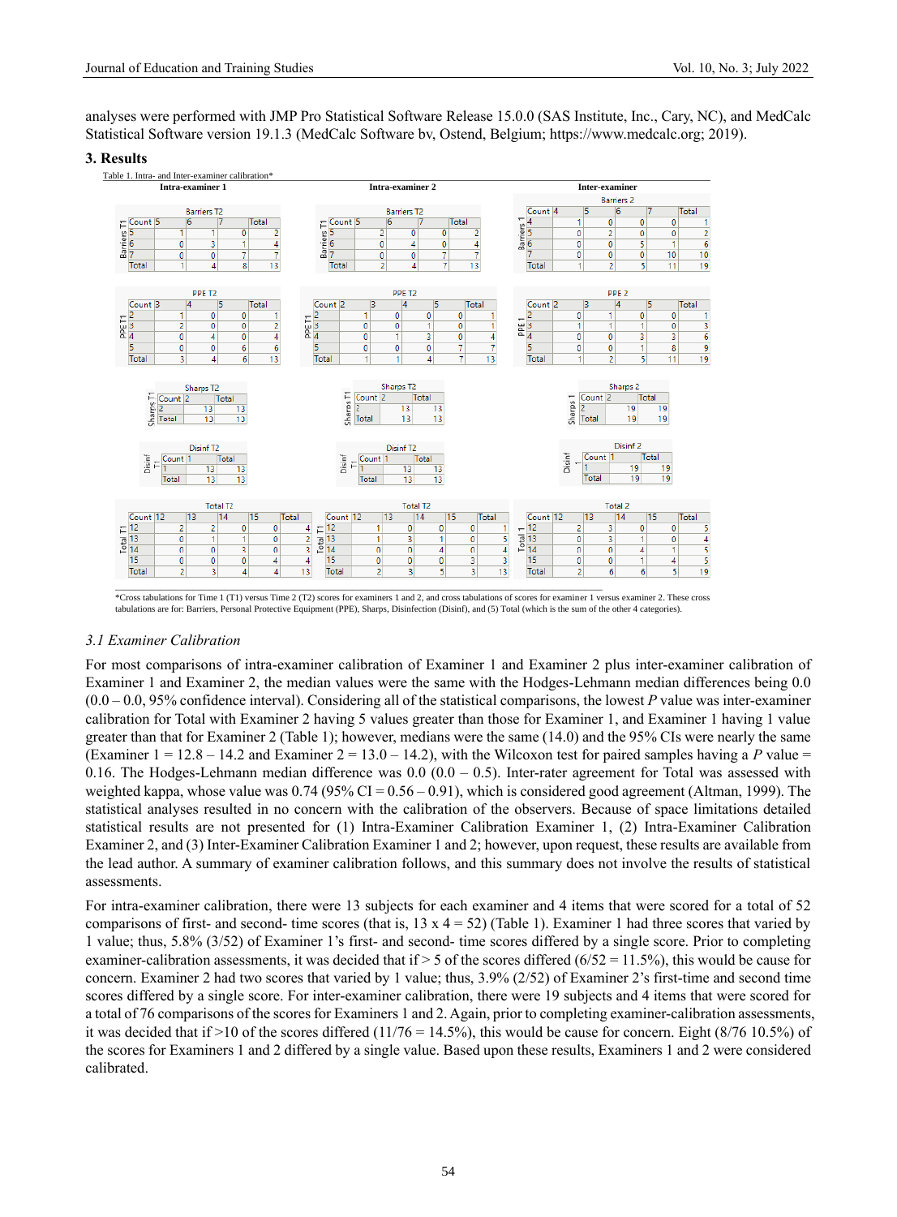analyses were performed with JMP Pro Statistical Software Release 15.0.0 (SAS Institute, Inc., Cary, NC), and MedCalc Statistical Software version 19.1.3 (MedCalc Software bv, Ostend, Belgium; https://www.medcalc.org; 2019).

## 3. Results

Table 1. Intra- and Inter-examiner calibration*

**Intra-examiner 1**

Barriers T1 (rows) × Barriers T2 (columns)

| Count | 5 | 6 | 7 | Total |
|---|---|---|---|---|
| 5 | 1 | 1 | 0 | 2 |
| 6 | 0 | 3 | 1 | 4 |
| 7 | 0 | 0 | 7 | 7 |
| Total | 1 | 4 | 8 | 13 |

PPE T1 (rows) × PPE T2 (columns)

| Count | 3 | 4 | 5 | Total |
|---|---|---|---|---|
| 2 | 1 | 0 | 0 | 1 |
| 3 | 2 | 0 | 0 | 2 |
| 4 | 0 | 4 | 0 | 4 |
| 5 | 0 | 0 | 6 | 6 |
| Total | 3 | 4 | 6 | 13 |

Sharps T1 (rows) × Sharps T2 (columns)

| Count | 2 | Total |
|---|---|---|
| 2 | 13 | 13 |
| Total | 13 | 13 |

Disinf T1 (rows) × Disinf T2 (columns)

| Count | 1 | Total |
|---|---|---|
| 1 | 13 | 13 |
| Total | 13 | 13 |

Total T1 (rows) × Total T2 (columns)

| Count | 12 | 13 | 14 | 15 | Total |
|---|---|---|---|---|---|
| 12 | 2 | 2 | 0 | 0 | 4 |
| 13 | 0 | 1 | 1 | 0 | 2 |
| 14 | 0 | 0 | 3 | 0 | 3 |
| 15 | 0 | 0 | 0 | 4 | 4 |
| Total | 2 | 3 | 4 | 4 | 13 |

**Intra-examiner 2**

Barriers T1 (rows) × Barriers T2 (columns)

| Count | 5 | 6 | 7 | Total |
|---|---|---|---|---|
| 5 | 2 | 0 | 0 | 2 |
| 6 | 0 | 4 | 0 | 4 |
| 7 | 0 | 0 | 7 | 7 |
| Total | 2 | 4 | 7 | 13 |

PPE T1 (rows) × PPE T2 (columns)

| Count | 2 | 3 | 4 | 5 | Total |
|---|---|---|---|---|---|
| 2 | 1 | 0 | 0 | 0 | 1 |
| 3 | 0 | 0 | 1 | 0 | 1 |
| 4 | 0 | 1 | 3 | 0 | 4 |
| 5 | 0 | 0 | 0 | 7 | 7 |
| Total | 1 | 1 | 4 | 7 | 13 |

Sharps T1 (rows) × Sharps T2 (columns)

| Count | 2 | Total |
|---|---|---|
| 2 | 13 | 13 |
| Total | 13 | 13 |

Disinf T1 (rows) × Disinf T2 (columns)

| Count | 1 | Total |
|---|---|---|
| 1 | 13 | 13 |
| Total | 13 | 13 |

Total T1 (rows) × Total T2 (columns)

| Count | 12 | 13 | 14 | 15 | Total |
|---|---|---|---|---|---|
| 12 | 1 | 0 | 0 | 0 | 1 |
| 13 | 1 | 3 | 1 | 0 | 5 |
| 14 | 0 | 0 | 4 | 0 | 4 |
| 15 | 0 | 0 | 0 | 3 | 3 |
| Total | 2 | 3 | 5 | 3 | 13 |

**Inter-examiner**

Barriers 1 (rows) × Barriers 2 (columns)

| Count | 4 | 5 | 6 | 7 | Total |
|---|---|---|---|---|---|
| 4 | 1 | 0 | 0 | 0 | 1 |
| 5 | 0 | 2 | 0 | 0 | 2 |
| 6 | 0 | 0 | 5 | 1 | 6 |
| 7 | 0 | 0 | 0 | 10 | 10 |
| Total | 1 | 2 | 5 | 11 | 19 |

PPE 1 (rows) × PPE 2 (columns)

| Count | 2 | 3 | 4 | 5 | Total |
|---|---|---|---|---|---|
| 2 | 0 | 1 | 0 | 0 | 1 |
| 3 | 1 | 1 | 1 | 0 | 3 |
| 4 | 0 | 0 | 3 | 3 | 6 |
| 5 | 0 | 0 | 1 | 8 | 9 |
| Total | 1 | 2 | 5 | 11 | 19 |

Sharps 1 (rows) × Sharps 2 (columns)

| Count | 2 | Total |
|---|---|---|
| 2 | 19 | 19 |
| Total | 19 | 19 |

Disinf 1 (rows) × Disinf 2 (columns)

| Count | 1 | Total |
|---|---|---|
| 1 | 19 | 19 |
| Total | 19 | 19 |

Total 1 (rows) × Total 2 (columns)

| Count | 12 | 13 | 14 | 15 | Total |
|---|---|---|---|---|---|
| 12 | 2 | 3 | 0 | 0 | 5 |
| 13 | 0 | 3 | 1 | 0 | 4 |
| 14 | 0 | 0 | 4 | 1 | 5 |
| 15 | 0 | 0 | 1 | 4 | 5 |
| Total | 2 | 6 | 6 | 5 | 19 |

*Cross tabulations for Time 1 (T1) versus Time 2 (T2) scores for examiners 1 and 2, and cross tabulations of scores for examiner 1 versus examiner 2. These cross tabulations are for: Barriers, Personal Protective Equipment (PPE), Sharps, Disinfection (Disinf), and (5) Total (which is the sum of the other 4 categories).

### *3.1 Examiner Calibration*

For most comparisons of intra-examiner calibration of Examiner 1 and Examiner 2 plus inter-examiner calibration of Examiner 1 and Examiner 2, the median values were the same with the Hodges-Lehmann median differences being 0.0 (0.0 – 0.0, 95% confidence interval). Considering all of the statistical comparisons, the lowest *P* value was inter-examiner calibration for Total with Examiner 2 having 5 values greater than those for Examiner 1, and Examiner 1 having 1 value greater than that for Examiner 2 (Table 1); however, medians were the same (14.0) and the 95% CIs were nearly the same (Examiner 1 = 12.8 – 14.2 and Examiner 2 = 13.0 – 14.2), with the Wilcoxon test for paired samples having a *P* value = 0.16. The Hodges-Lehmann median difference was 0.0 (0.0 – 0.5). Inter-rater agreement for Total was assessed with weighted kappa, whose value was 0.74 (95% CI = 0.56 – 0.91), which is considered good agreement (Altman, 1999). The statistical analyses resulted in no concern with the calibration of the observers. Because of space limitations detailed statistical results are not presented for (1) Intra-Examiner Calibration Examiner 1, (2) Intra-Examiner Calibration Examiner 2, and (3) Inter-Examiner Calibration Examiner 1 and 2; however, upon request, these results are available from the lead author. A summary of examiner calibration follows, and this summary does not involve the results of statistical assessments.

For intra-examiner calibration, there were 13 subjects for each examiner and 4 items that were scored for a total of 52 comparisons of first- and second- time scores (that is, 13 x 4 = 52) (Table 1). Examiner 1 had three scores that varied by 1 value; thus, 5.8% (3/52) of Examiner 1's first- and second- time scores differed by a single score. Prior to completing examiner-calibration assessments, it was decided that if > 5 of the scores differed (6/52 = 11.5%), this would be cause for concern. Examiner 2 had two scores that varied by 1 value; thus, 3.9% (2/52) of Examiner 2's first-time and second time scores differed by a single score. For inter-examiner calibration, there were 19 subjects and 4 items that were scored for a total of 76 comparisons of the scores for Examiners 1 and 2. Again, prior to completing examiner-calibration assessments, it was decided that if >10 of the scores differed (11/76 = 14.5%), this would be cause for concern. Eight (8/76 10.5%) of the scores for Examiners 1 and 2 differed by a single value. Based upon these results, Examiners 1 and 2 were considered calibrated.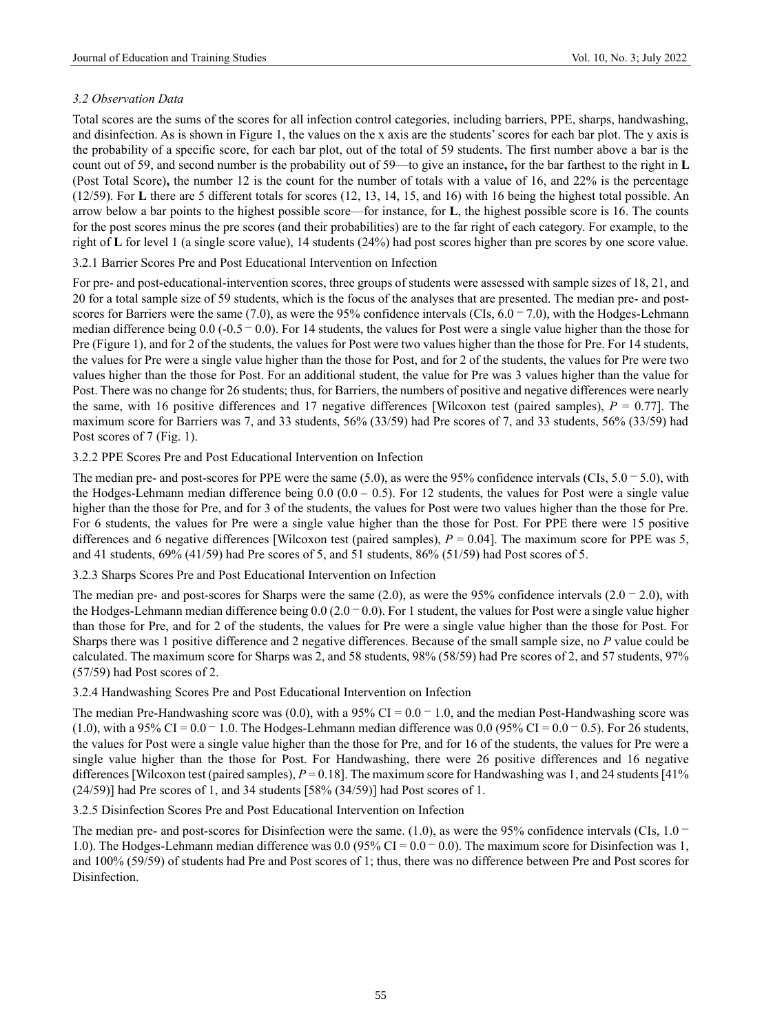### *3.2 Observation Data*

Total scores are the sums of the scores for all infection control categories, including barriers, PPE, sharps, handwashing, and disinfection. As is shown in Figure 1, the values on the x axis are the students' scores for each bar plot. The y axis is the probability of a specific score, for each bar plot, out of the total of 59 students. The first number above a bar is the count out of 59, and second number is the probability out of 59—to give an instance**,** for the bar farthest to the right in **L** (Post Total Score)**,** the number 12 is the count for the number of totals with a value of 16, and 22% is the percentage (12/59). For **L** there are 5 different totals for scores (12, 13, 14, 15, and 16) with 16 being the highest total possible. An arrow below a bar points to the highest possible score—for instance, for **L**, the highest possible score is 16. The counts for the post scores minus the pre scores (and their probabilities) are to the far right of each category. For example, to the right of **L** for level 1 (a single score value), 14 students (24%) had post scores higher than pre scores by one score value.

#### 3.2.1 Barrier Scores Pre and Post Educational Intervention on Infection

For pre- and post-educational-intervention scores, three groups of students were assessed with sample sizes of 18, 21, and 20 for a total sample size of 59 students, which is the focus of the analyses that are presented. The median pre- and post-scores for Barriers were the same (7.0), as were the 95% confidence intervals (CIs, 6.0 ‒ 7.0), with the Hodges-Lehmann median difference being 0.0 (-0.5 ‒ 0.0). For 14 students, the values for Post were a single value higher than the those for Pre (Figure 1), and for 2 of the students, the values for Post were two values higher than the those for Pre. For 14 students, the values for Pre were a single value higher than the those for Post, and for 2 of the students, the values for Pre were two values higher than the those for Post. For an additional student, the value for Pre was 3 values higher than the value for Post. There was no change for 26 students; thus, for Barriers, the numbers of positive and negative differences were nearly the same, with 16 positive differences and 17 negative differences [Wilcoxon test (paired samples), $P = 0.77$]. The maximum score for Barriers was 7, and 33 students, 56% (33/59) had Pre scores of 7, and 33 students, 56% (33/59) had Post scores of 7 (Fig. 1).

#### 3.2.2 PPE Scores Pre and Post Educational Intervention on Infection

The median pre- and post-scores for PPE were the same (5.0), as were the 95% confidence intervals (CIs, 5.0 ‒ 5.0), with the Hodges-Lehmann median difference being 0.0 (0.0 – 0.5). For 12 students, the values for Post were a single value higher than the those for Pre, and for 3 of the students, the values for Post were two values higher than the those for Pre. For 6 students, the values for Pre were a single value higher than the those for Post. For PPE there were 15 positive differences and 6 negative differences [Wilcoxon test (paired samples), $P = 0.04$]. The maximum score for PPE was 5, and 41 students, 69% (41/59) had Pre scores of 5, and 51 students, 86% (51/59) had Post scores of 5.

#### 3.2.3 Sharps Scores Pre and Post Educational Intervention on Infection

The median pre- and post-scores for Sharps were the same (2.0), as were the 95% confidence intervals (2.0 ‒ 2.0), with the Hodges-Lehmann median difference being 0.0 (2.0 ‒ 0.0). For 1 student, the values for Post were a single value higher than those for Pre, and for 2 of the students, the values for Pre were a single value higher than the those for Post. For Sharps there was 1 positive difference and 2 negative differences. Because of the small sample size, no *P* value could be calculated. The maximum score for Sharps was 2, and 58 students, 98% (58/59) had Pre scores of 2, and 57 students, 97% (57/59) had Post scores of 2.

#### 3.2.4 Handwashing Scores Pre and Post Educational Intervention on Infection

The median Pre-Handwashing score was (0.0), with a 95% CI = 0.0 ‒ 1.0, and the median Post-Handwashing score was (1.0), with a 95% CI = 0.0 ‒ 1.0. The Hodges-Lehmann median difference was 0.0 (95% CI = 0.0 ‒ 0.5). For 26 students, the values for Post were a single value higher than the those for Pre, and for 16 of the students, the values for Pre were a single value higher than the those for Post. For Handwashing, there were 26 positive differences and 16 negative differences [Wilcoxon test (paired samples), $P = 0.18$]. The maximum score for Handwashing was 1, and 24 students [41% (24/59)] had Pre scores of 1, and 34 students [58% (34/59)] had Post scores of 1.

#### 3.2.5 Disinfection Scores Pre and Post Educational Intervention on Infection

The median pre- and post-scores for Disinfection were the same. (1.0), as were the 95% confidence intervals (CIs, 1.0 ‒ 1.0). The Hodges-Lehmann median difference was 0.0 (95% CI = 0.0 ‒ 0.0). The maximum score for Disinfection was 1, and 100% (59/59) of students had Pre and Post scores of 1; thus, there was no difference between Pre and Post scores for Disinfection.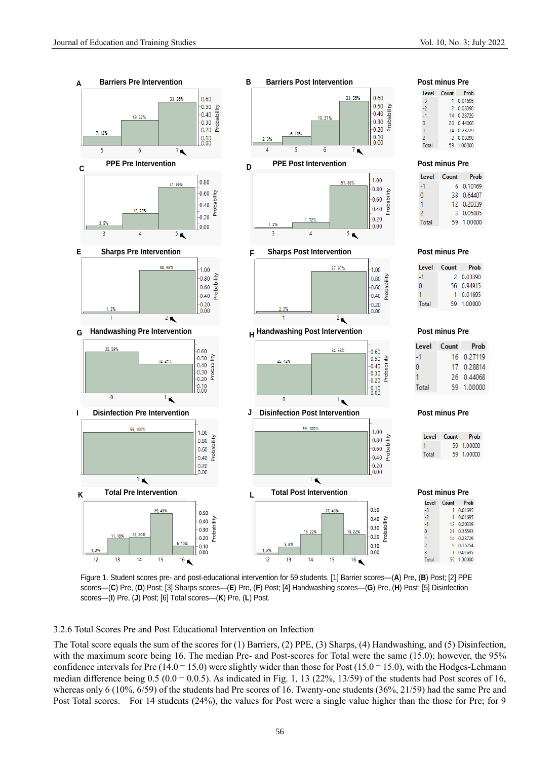Figure 1. Student scores pre- and post-educational intervention for 59 students. [1] Barrier scores—(**A**) Pre, (**B**) Post; [2] PPE scores—(**C**) Pre, (**D**) Post; [3] Sharps scores—(**E**) Pre, (**F**) Post; [4] Handwashing scores—(**G**) Pre, (**H**) Post; [5] Disinfection scores—(**I**) Pre, (**J**) Post; [6] Total scores—(**K**) Pre, (**L**) Post.

### 3.2.6 Total Scores Pre and Post Educational Intervention on Infection

The Total score equals the sum of the scores for (1) Barriers, (2) PPE, (3) Sharps, (4) Handwashing, and (5) Disinfection, with the maximum score being 16. The median Pre- and Post-scores for Total were the same (15.0); however, the 95% confidence intervals for Pre (14.0 − 15.0) were slightly wider than those for Post (15.0 − 15.0), with the Hodges-Lehmann median difference being 0.5 (0.0 − 0.0.5). As indicated in Fig. 1, 13 (22%, 13/59) of the students had Post scores of 16, whereas only 6 (10%, 6/59) of the students had Pre scores of 16. Twenty-one students (36%, 21/59) had the same Pre and Post Total scores. For 14 students (24%), the values for Post were a single value higher than the those for Pre; for 9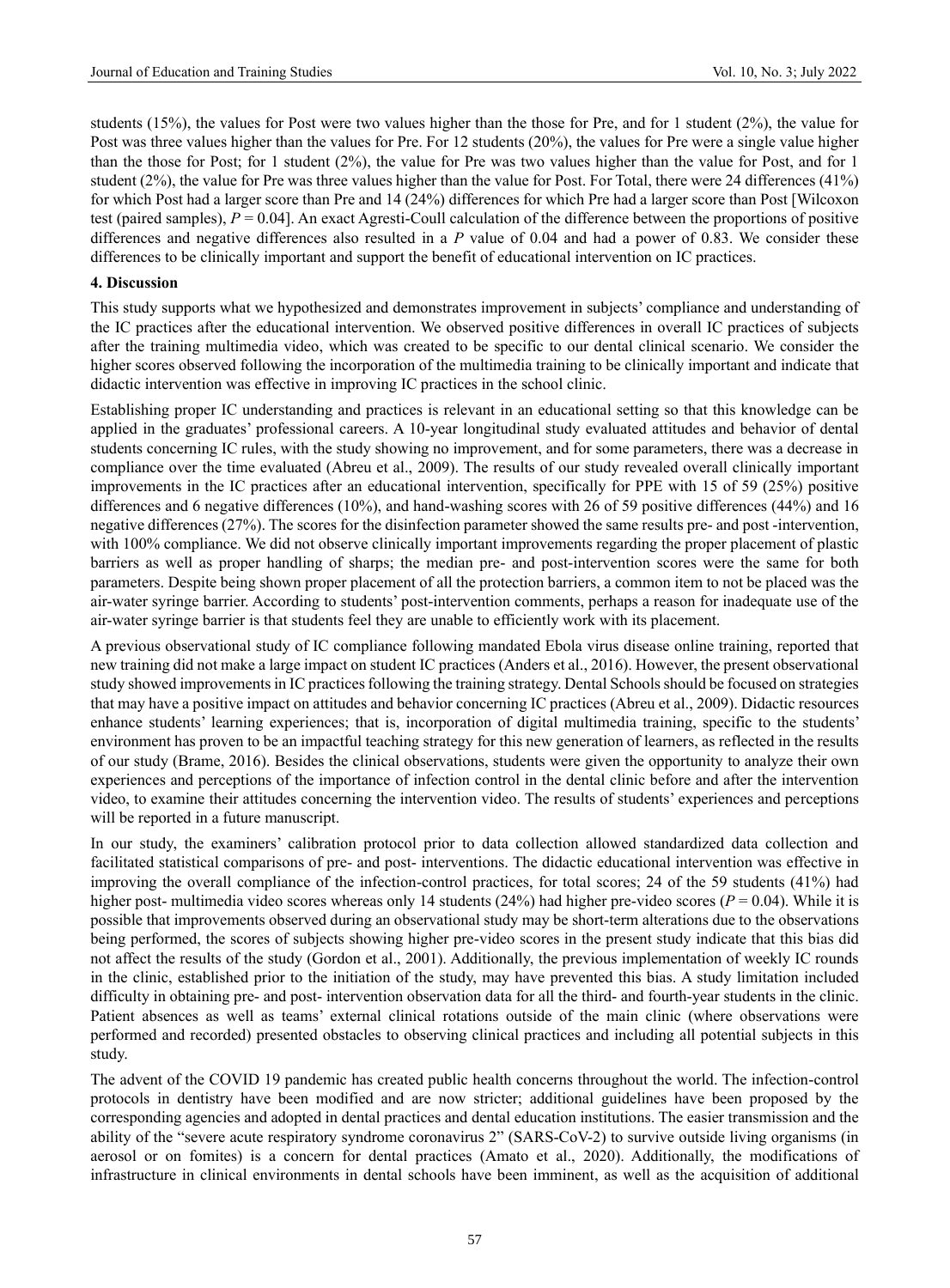students (15%), the values for Post were two values higher than the those for Pre, and for 1 student (2%), the value for Post was three values higher than the values for Pre. For 12 students (20%), the values for Pre were a single value higher than the those for Post; for 1 student (2%), the value for Pre was two values higher than the value for Post, and for 1 student (2%), the value for Pre was three values higher than the value for Post. For Total, there were 24 differences (41%) for which Post had a larger score than Pre and 14 (24%) differences for which Pre had a larger score than Post [Wilcoxon test (paired samples), $P = 0.04$]. An exact Agresti-Coull calculation of the difference between the proportions of positive differences and negative differences also resulted in a $P$ value of 0.04 and had a power of 0.83. We consider these differences to be clinically important and support the benefit of educational intervention on IC practices.

## 4. Discussion

This study supports what we hypothesized and demonstrates improvement in subjects' compliance and understanding of the IC practices after the educational intervention. We observed positive differences in overall IC practices of subjects after the training multimedia video, which was created to be specific to our dental clinical scenario. We consider the higher scores observed following the incorporation of the multimedia training to be clinically important and indicate that didactic intervention was effective in improving IC practices in the school clinic.

Establishing proper IC understanding and practices is relevant in an educational setting so that this knowledge can be applied in the graduates' professional careers. A 10-year longitudinal study evaluated attitudes and behavior of dental students concerning IC rules, with the study showing no improvement, and for some parameters, there was a decrease in compliance over the time evaluated (Abreu et al., 2009). The results of our study revealed overall clinically important improvements in the IC practices after an educational intervention, specifically for PPE with 15 of 59 (25%) positive differences and 6 negative differences (10%), and hand-washing scores with 26 of 59 positive differences (44%) and 16 negative differences (27%). The scores for the disinfection parameter showed the same results pre- and post -intervention, with 100% compliance. We did not observe clinically important improvements regarding the proper placement of plastic barriers as well as proper handling of sharps; the median pre- and post-intervention scores were the same for both parameters. Despite being shown proper placement of all the protection barriers, a common item to not be placed was the air-water syringe barrier. According to students' post-intervention comments, perhaps a reason for inadequate use of the air-water syringe barrier is that students feel they are unable to efficiently work with its placement.

A previous observational study of IC compliance following mandated Ebola virus disease online training, reported that new training did not make a large impact on student IC practices (Anders et al., 2016). However, the present observational study showed improvements in IC practices following the training strategy. Dental Schools should be focused on strategies that may have a positive impact on attitudes and behavior concerning IC practices (Abreu et al., 2009). Didactic resources enhance students' learning experiences; that is, incorporation of digital multimedia training, specific to the students' environment has proven to be an impactful teaching strategy for this new generation of learners, as reflected in the results of our study (Brame, 2016). Besides the clinical observations, students were given the opportunity to analyze their own experiences and perceptions of the importance of infection control in the dental clinic before and after the intervention video, to examine their attitudes concerning the intervention video. The results of students' experiences and perceptions will be reported in a future manuscript.

In our study, the examiners' calibration protocol prior to data collection allowed standardized data collection and facilitated statistical comparisons of pre- and post- interventions. The didactic educational intervention was effective in improving the overall compliance of the infection-control practices, for total scores; 24 of the 59 students (41%) had higher post- multimedia video scores whereas only 14 students (24%) had higher pre-video scores ($P = 0.04$). While it is possible that improvements observed during an observational study may be short-term alterations due to the observations being performed, the scores of subjects showing higher pre-video scores in the present study indicate that this bias did not affect the results of the study (Gordon et al., 2001). Additionally, the previous implementation of weekly IC rounds in the clinic, established prior to the initiation of the study, may have prevented this bias. A study limitation included difficulty in obtaining pre- and post- intervention observation data for all the third- and fourth-year students in the clinic. Patient absences as well as teams' external clinical rotations outside of the main clinic (where observations were performed and recorded) presented obstacles to observing clinical practices and including all potential subjects in this study.

The advent of the COVID 19 pandemic has created public health concerns throughout the world. The infection-control protocols in dentistry have been modified and are now stricter; additional guidelines have been proposed by the corresponding agencies and adopted in dental practices and dental education institutions. The easier transmission and the ability of the "severe acute respiratory syndrome coronavirus 2" (SARS-CoV-2) to survive outside living organisms (in aerosol or on fomites) is a concern for dental practices (Amato et al., 2020). Additionally, the modifications of infrastructure in clinical environments in dental schools have been imminent, as well as the acquisition of additional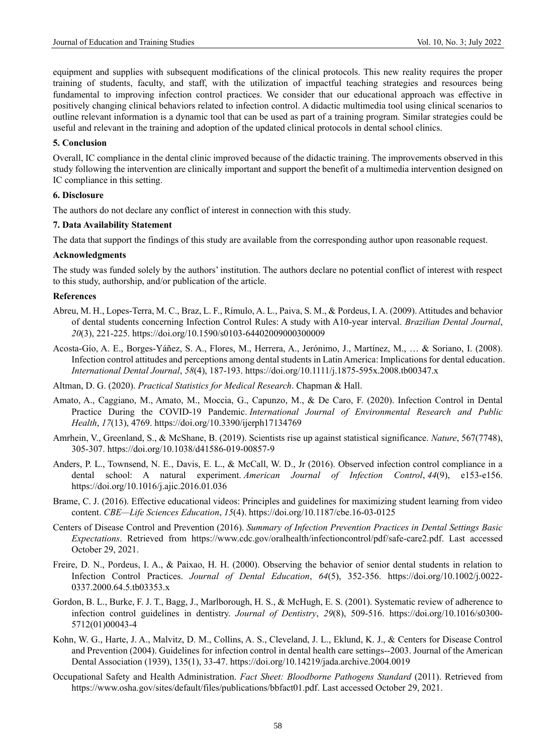equipment and supplies with subsequent modifications of the clinical protocols. This new reality requires the proper training of students, faculty, and staff, with the utilization of impactful teaching strategies and resources being fundamental to improving infection control practices. We consider that our educational approach was effective in positively changing clinical behaviors related to infection control. A didactic multimedia tool using clinical scenarios to outline relevant information is a dynamic tool that can be used as part of a training program. Similar strategies could be useful and relevant in the training and adoption of the updated clinical protocols in dental school clinics.

## 5. Conclusion

Overall, IC compliance in the dental clinic improved because of the didactic training. The improvements observed in this study following the intervention are clinically important and support the benefit of a multimedia intervention designed on IC compliance in this setting.

## 6. Disclosure

The authors do not declare any conflict of interest in connection with this study.

## 7. Data Availability Statement

The data that support the findings of this study are available from the corresponding author upon reasonable request.

## Acknowledgments

The study was funded solely by the authors' institution. The authors declare no potential conflict of interest with respect to this study, authorship, and/or publication of the article.

## References

Abreu, M. H., Lopes-Terra, M. C., Braz, L. F., Rímulo, A. L., Paiva, S. M., & Pordeus, I. A. (2009). Attitudes and behavior of dental students concerning Infection Control Rules: A study with A10-year interval. *Brazilian Dental Journal*, *20*(3), 221-225. https://doi.org/10.1590/s0103-64402009000300009

Acosta-Gío, A. E., Borges-Yáñez, S. A., Flores, M., Herrera, A., Jerónimo, J., Martínez, M., … & Soriano, I. (2008). Infection control attitudes and perceptions among dental students in Latin America: Implications for dental education. *International Dental Journal*, *58*(4), 187-193. https://doi.org/10.1111/j.1875-595x.2008.tb00347.x

Altman, D. G. (2020). *Practical Statistics for Medical Research*. Chapman & Hall.

Amato, A., Caggiano, M., Amato, M., Moccia, G., Capunzo, M., & De Caro, F. (2020). Infection Control in Dental Practice During the COVID-19 Pandemic. *International Journal of Environmental Research and Public Health*, *17*(13), 4769. https://doi.org/10.3390/ijerph17134769

Amrhein, V., Greenland, S., & McShane, B. (2019). Scientists rise up against statistical significance. *Nature*, 567(7748), 305-307. https://doi.org/10.1038/d41586-019-00857-9

Anders, P. L., Townsend, N. E., Davis, E. L., & McCall, W. D., Jr (2016). Observed infection control compliance in a dental school: A natural experiment. *American Journal of Infection Control*, *44*(9), e153-e156. https://doi.org/10.1016/j.ajic.2016.01.036

Brame, C. J. (2016). Effective educational videos: Principles and guidelines for maximizing student learning from video content. *CBE—Life Sciences Education*, *15*(4). https://doi.org/10.1187/cbe.16-03-0125

Centers of Disease Control and Prevention (2016). *Summary of Infection Prevention Practices in Dental Settings Basic Expectations*. Retrieved from https://www.cdc.gov/oralhealth/infectioncontrol/pdf/safe-care2.pdf. Last accessed October 29, 2021.

Freire, D. N., Pordeus, I. A., & Paixao, H. H. (2000). Observing the behavior of senior dental students in relation to Infection Control Practices. *Journal of Dental Education*, *64*(5), 352-356. https://doi.org/10.1002/j.0022-0337.2000.64.5.tb03353.x

Gordon, B. L., Burke, F. J. T., Bagg, J., Marlborough, H. S., & McHugh, E. S. (2001). Systematic review of adherence to infection control guidelines in dentistry. *Journal of Dentistry*, *29*(8), 509-516. https://doi.org/10.1016/s0300-5712(01)00043-4

Kohn, W. G., Harte, J. A., Malvitz, D. M., Collins, A. S., Cleveland, J. L., Eklund, K. J., & Centers for Disease Control and Prevention (2004). Guidelines for infection control in dental health care settings--2003. Journal of the American Dental Association (1939), 135(1), 33-47. https://doi.org/10.14219/jada.archive.2004.0019

Occupational Safety and Health Administration. *Fact Sheet: Bloodborne Pathogens Standard* (2011). Retrieved from https://www.osha.gov/sites/default/files/publications/bbfact01.pdf. Last accessed October 29, 2021.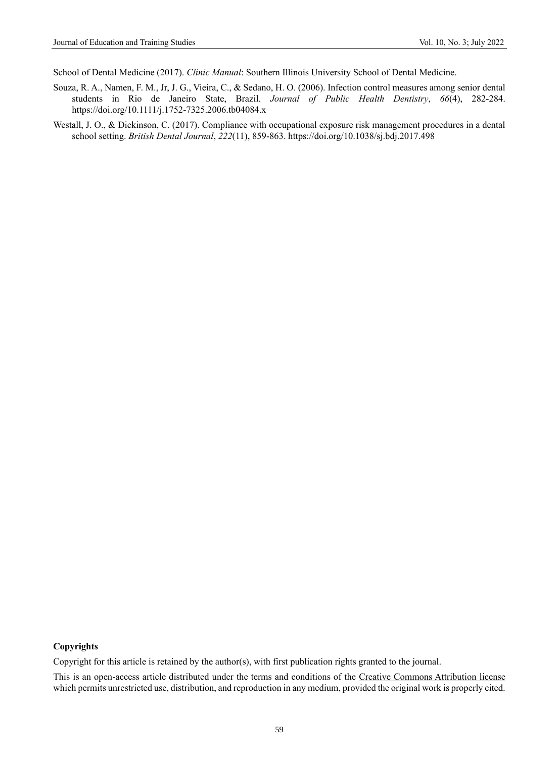School of Dental Medicine (2017). *Clinic Manual*: Southern Illinois University School of Dental Medicine.

Souza, R. A., Namen, F. M., Jr, J. G., Vieira, C., & Sedano, H. O. (2006). Infection control measures among senior dental students in Rio de Janeiro State, Brazil. *Journal of Public Health Dentistry*, *66*(4), 282-284. https://doi.org/10.1111/j.1752-7325.2006.tb04084.x

Westall, J. O., & Dickinson, C. (2017). Compliance with occupational exposure risk management procedures in a dental school setting. *British Dental Journal*, *222*(11), 859-863. https://doi.org/10.1038/sj.bdj.2017.498

**Copyrights**

Copyright for this article is retained by the author(s), with first publication rights granted to the journal.

This is an open-access article distributed under the terms and conditions of the Creative Commons Attribution license which permits unrestricted use, distribution, and reproduction in any medium, provided the original work is properly cited.